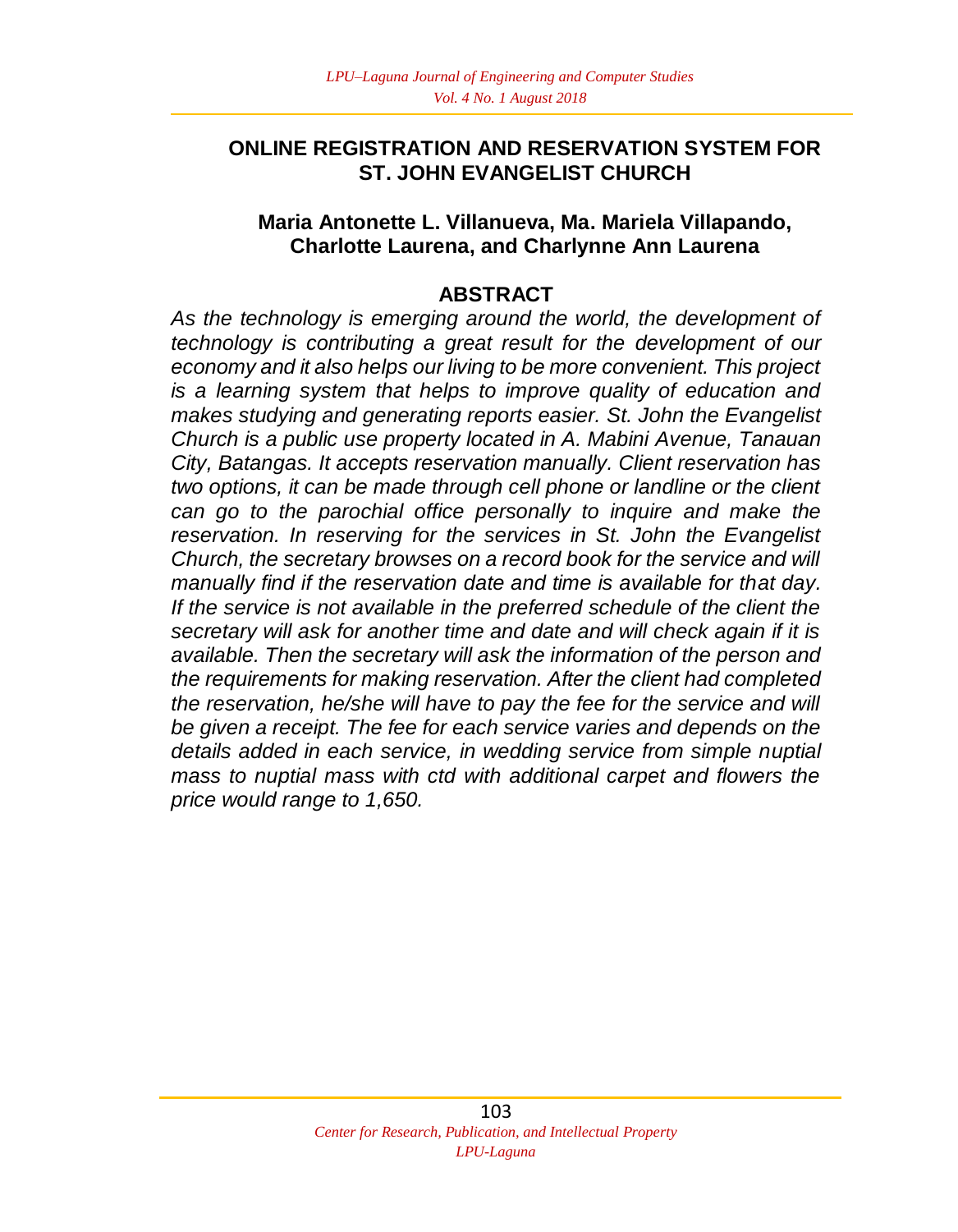# ONLINE REGISTRATION AND RESERVATION SYSTEM FOR ST. JOHN EVANGELIST CHURCH

**Maria Antonette L. Villanueva, Ma. Mariela Villapando, Charlotte Laurena, and Charlynne Ann Laurena**

## ABSTRACT

*As the technology is emerging around the world, the development of technology is contributing a great result for the development of our economy and it also helps our living to be more convenient. This project is a learning system that helps to improve quality of education and makes studying and generating reports easier. St. John the Evangelist Church is a public use property located in A. Mabini Avenue, Tanauan City, Batangas. It accepts reservation manually. Client reservation has two options, it can be made through cell phone or landline or the client can go to the parochial office personally to inquire and make the reservation. In reserving for the services in St. John the Evangelist Church, the secretary browses on a record book for the service and will manually find if the reservation date and time is available for that day. If the service is not available in the preferred schedule of the client the secretary will ask for another time and date and will check again if it is available. Then the secretary will ask the information of the person and the requirements for making reservation. After the client had completed the reservation, he/she will have to pay the fee for the service and will be given a receipt. The fee for each service varies and depends on the details added in each service, in wedding service from simple nuptial mass to nuptial mass with ctd with additional carpet and flowers the price would range to 1,650.*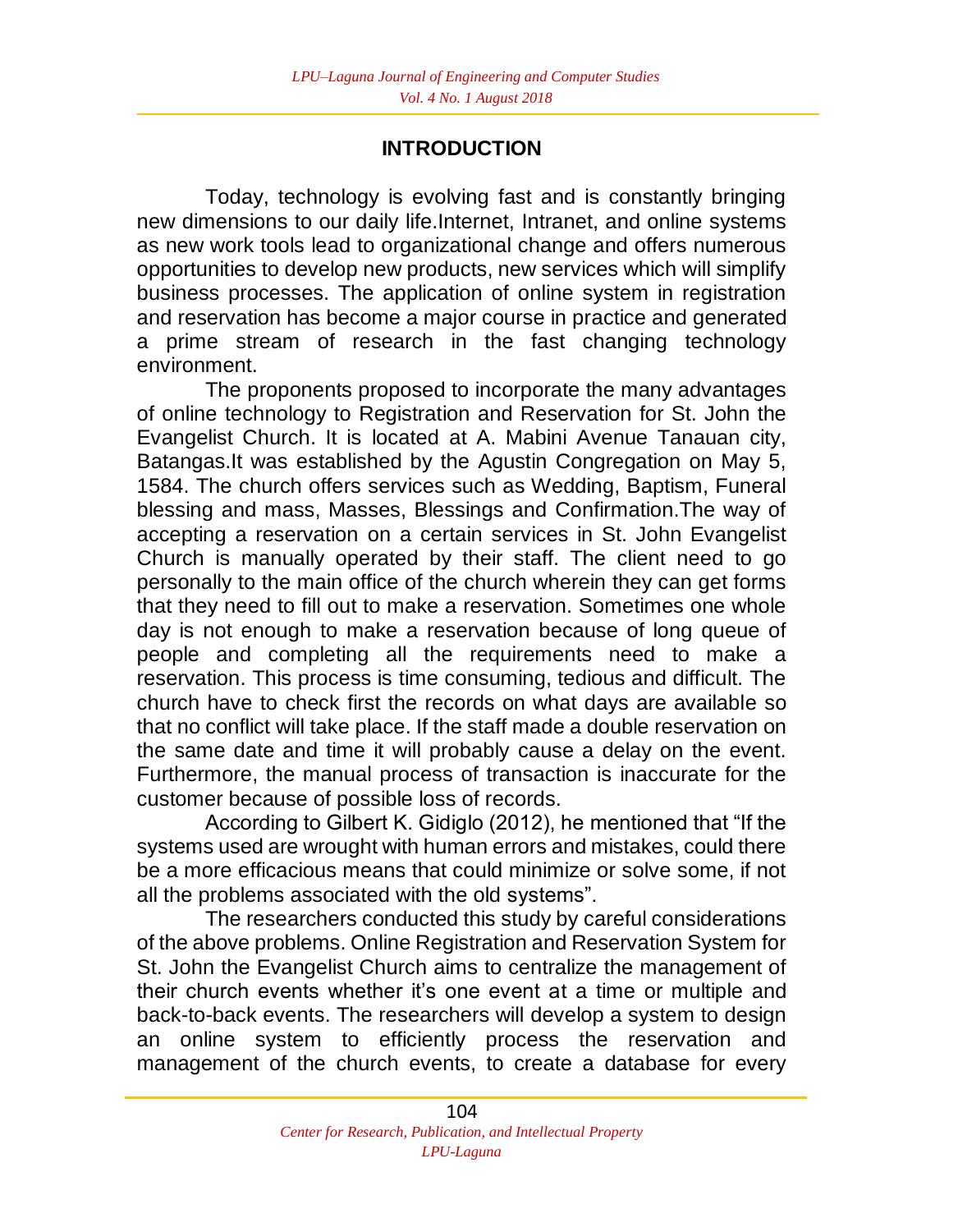## INTRODUCTION

Today, technology is evolving fast and is constantly bringing new dimensions to our daily life.Internet, Intranet, and online systems as new work tools lead to organizational change and offers numerous opportunities to develop new products, new services which will simplify business processes. The application of online system in registration and reservation has become a major course in practice and generated a prime stream of research in the fast changing technology environment.

The proponents proposed to incorporate the many advantages of online technology to Registration and Reservation for St. John the Evangelist Church. It is located at A. Mabini Avenue Tanauan city, Batangas.It was established by the Agustin Congregation on May 5, 1584. The church offers services such as Wedding, Baptism, Funeral blessing and mass, Masses, Blessings and Confirmation.The way of accepting a reservation on a certain services in St. John Evangelist Church is manually operated by their staff. The client need to go personally to the main office of the church wherein they can get forms that they need to fill out to make a reservation. Sometimes one whole day is not enough to make a reservation because of long queue of people and completing all the requirements need to make a reservation. This process is time consuming, tedious and difficult. The church have to check first the records on what days are available so that no conflict will take place. If the staff made a double reservation on the same date and time it will probably cause a delay on the event. Furthermore, the manual process of transaction is inaccurate for the customer because of possible loss of records.

According to Gilbert K. Gidiglo (2012), he mentioned that "If the systems used are wrought with human errors and mistakes, could there be a more efficacious means that could minimize or solve some, if not all the problems associated with the old systems".

The researchers conducted this study by careful considerations of the above problems. Online Registration and Reservation System for St. John the Evangelist Church aims to centralize the management of their church events whether it's one event at a time or multiple and back-to-back events. The researchers will develop a system to design an online system to efficiently process the reservation and management of the church events, to create a database for every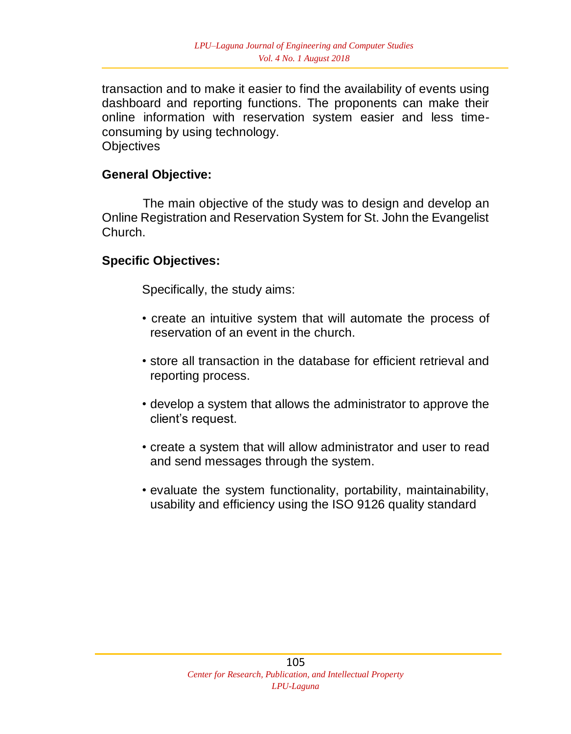transaction and to make it easier to find the availability of events using dashboard and reporting functions. The proponents can make their online information with reservation system easier and less time-consuming by using technology.

Objectives

### General Objective:

The main objective of the study was to design and develop an Online Registration and Reservation System for St. John the Evangelist Church.

### Specific Objectives:

Specifically, the study aims:

- create an intuitive system that will automate the process of reservation of an event in the church.
- store all transaction in the database for efficient retrieval and reporting process.
- develop a system that allows the administrator to approve the client's request.
- create a system that will allow administrator and user to read and send messages through the system.
- evaluate the system functionality, portability, maintainability, usability and efficiency using the ISO 9126 quality standard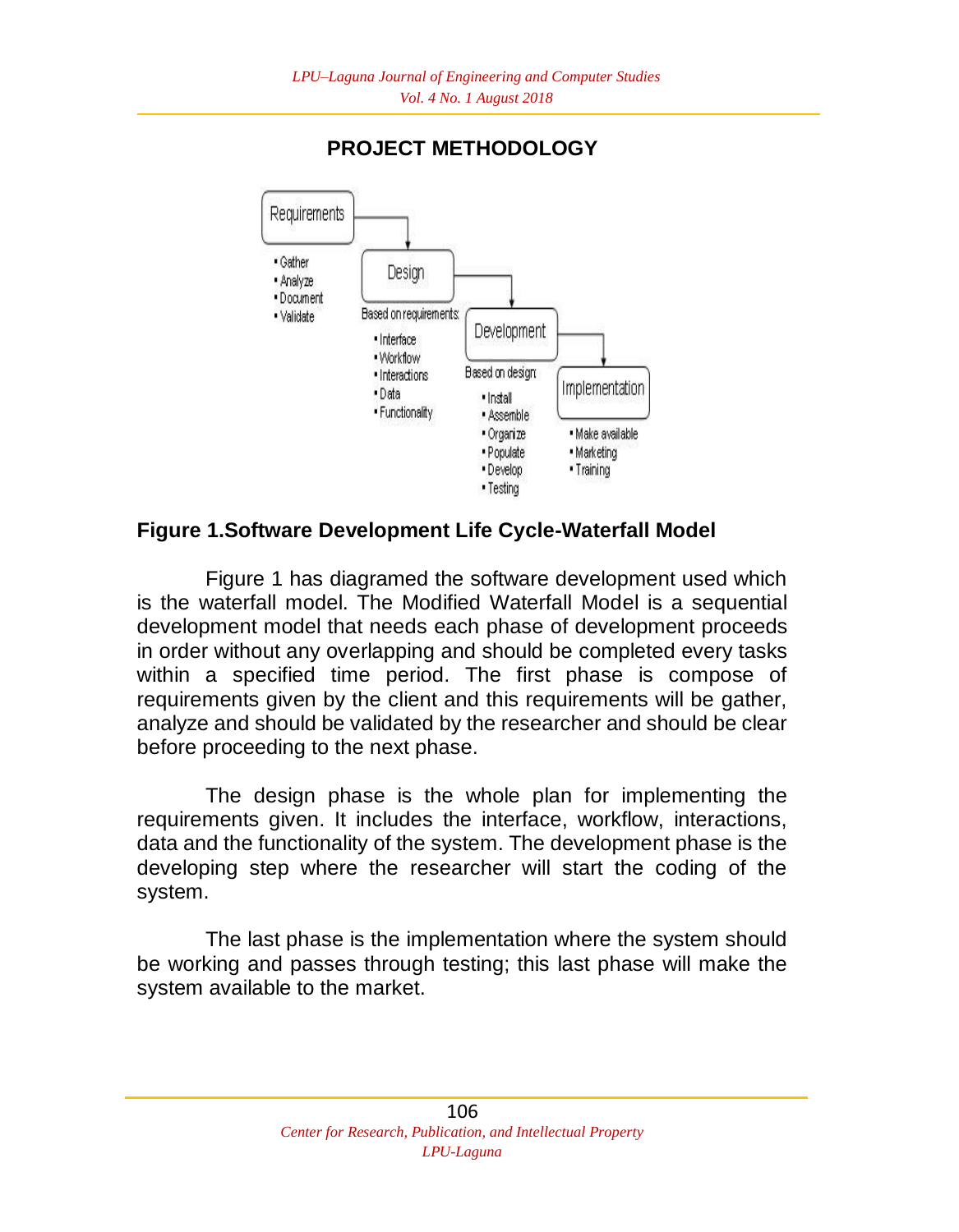## PROJECT METHODOLOGY

**Figure 1.Software Development Life Cycle-Waterfall Model**

Figure 1 has diagramed the software development used which is the waterfall model. The Modified Waterfall Model is a sequential development model that needs each phase of development proceeds in order without any overlapping and should be completed every tasks within a specified time period. The first phase is compose of requirements given by the client and this requirements will be gather, analyze and should be validated by the researcher and should be clear before proceeding to the next phase.

The design phase is the whole plan for implementing the requirements given. It includes the interface, workflow, interactions, data and the functionality of the system. The development phase is the developing step where the researcher will start the coding of the system.

The last phase is the implementation where the system should be working and passes through testing; this last phase will make the system available to the market.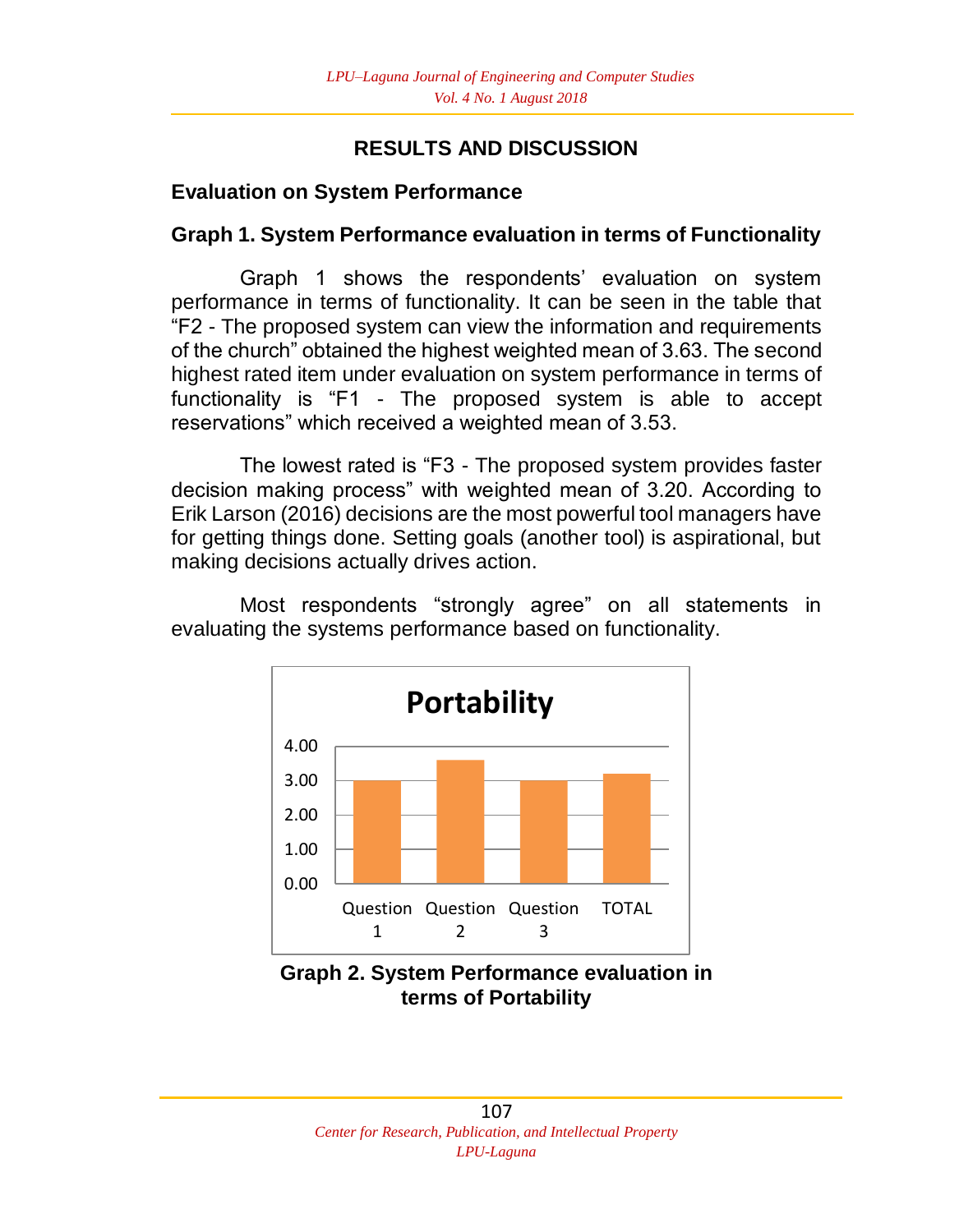## RESULTS AND DISCUSSION

### Evaluation on System Performance

### Graph 1. System Performance evaluation in terms of Functionality

Graph 1 shows the respondents' evaluation on system performance in terms of functionality. It can be seen in the table that "F2 - The proposed system can view the information and requirements of the church" obtained the highest weighted mean of 3.63. The second highest rated item under evaluation on system performance in terms of functionality is "F1 - The proposed system is able to accept reservations" which received a weighted mean of 3.53.

The lowest rated is "F3 - The proposed system provides faster decision making process" with weighted mean of 3.20. According to Erik Larson (2016) decisions are the most powerful tool managers have for getting things done. Setting goals (another tool) is aspirational, but making decisions actually drives action.

Most respondents "strongly agree" on all statements in evaluating the systems performance based on functionality.

**Graph 2. System Performance evaluation in terms of Portability**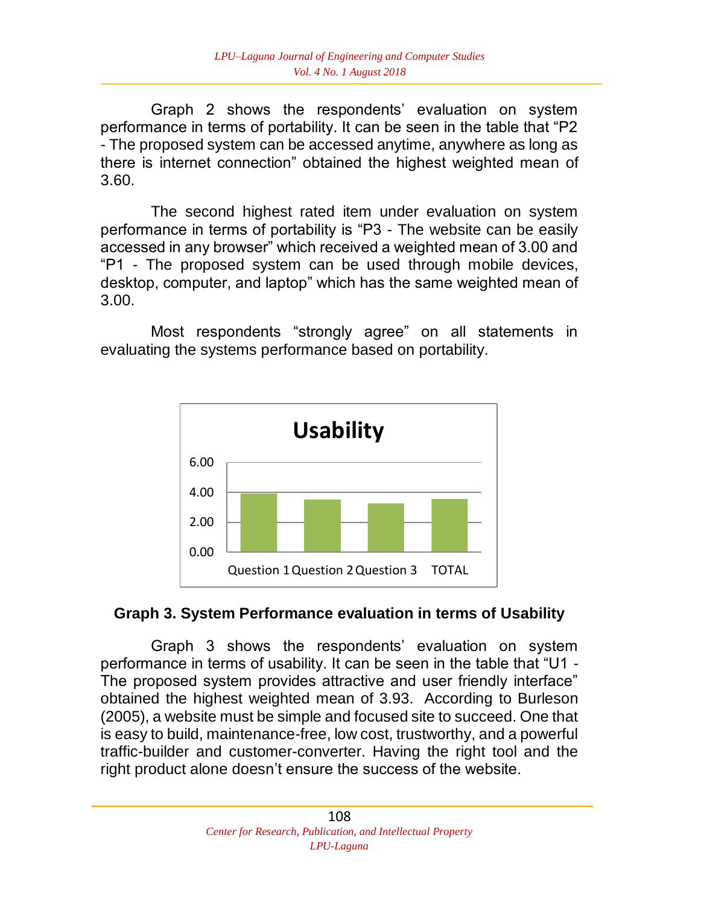Graph 2 shows the respondents' evaluation on system performance in terms of portability. It can be seen in the table that "P2 - The proposed system can be accessed anytime, anywhere as long as there is internet connection" obtained the highest weighted mean of 3.60.

The second highest rated item under evaluation on system performance in terms of portability is "P3 - The website can be easily accessed in any browser" which received a weighted mean of 3.00 and "P1 - The proposed system can be used through mobile devices, desktop, computer, and laptop" which has the same weighted mean of 3.00.

Most respondents "strongly agree" on all statements in evaluating the systems performance based on portability.

**Graph 3. System Performance evaluation in terms of Usability**

Graph 3 shows the respondents' evaluation on system performance in terms of usability. It can be seen in the table that "U1 - The proposed system provides attractive and user friendly interface" obtained the highest weighted mean of 3.93. According to Burleson (2005), a website must be simple and focused site to succeed. One that is easy to build, maintenance-free, low cost, trustworthy, and a powerful traffic-builder and customer-converter. Having the right tool and the right product alone doesn't ensure the success of the website.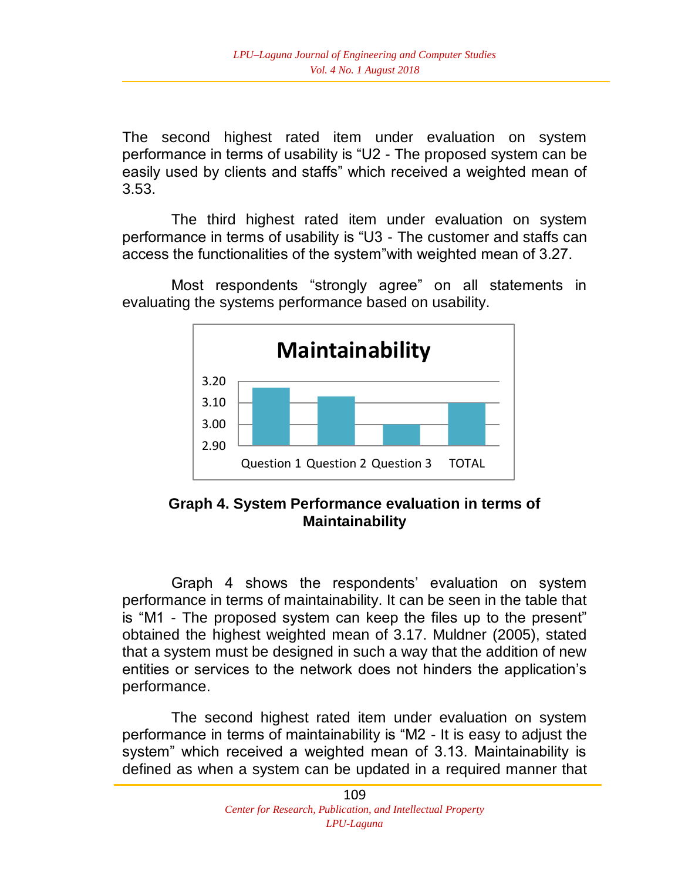The second highest rated item under evaluation on system performance in terms of usability is “U2 - The proposed system can be easily used by clients and staffs” which received a weighted mean of 3.53.

The third highest rated item under evaluation on system performance in terms of usability is “U3 - The customer and staffs can access the functionalities of the system”with weighted mean of 3.27.

Most respondents “strongly agree” on all statements in evaluating the systems performance based on usability.

**Graph 4. System Performance evaluation in terms of Maintainability**

Graph 4 shows the respondents’ evaluation on system performance in terms of maintainability. It can be seen in the table that is “M1 - The proposed system can keep the files up to the present” obtained the highest weighted mean of 3.17. Muldner (2005), stated that a system must be designed in such a way that the addition of new entities or services to the network does not hinders the application’s performance.

The second highest rated item under evaluation on system performance in terms of maintainability is “M2 - It is easy to adjust the system” which received a weighted mean of 3.13. Maintainability is defined as when a system can be updated in a required manner that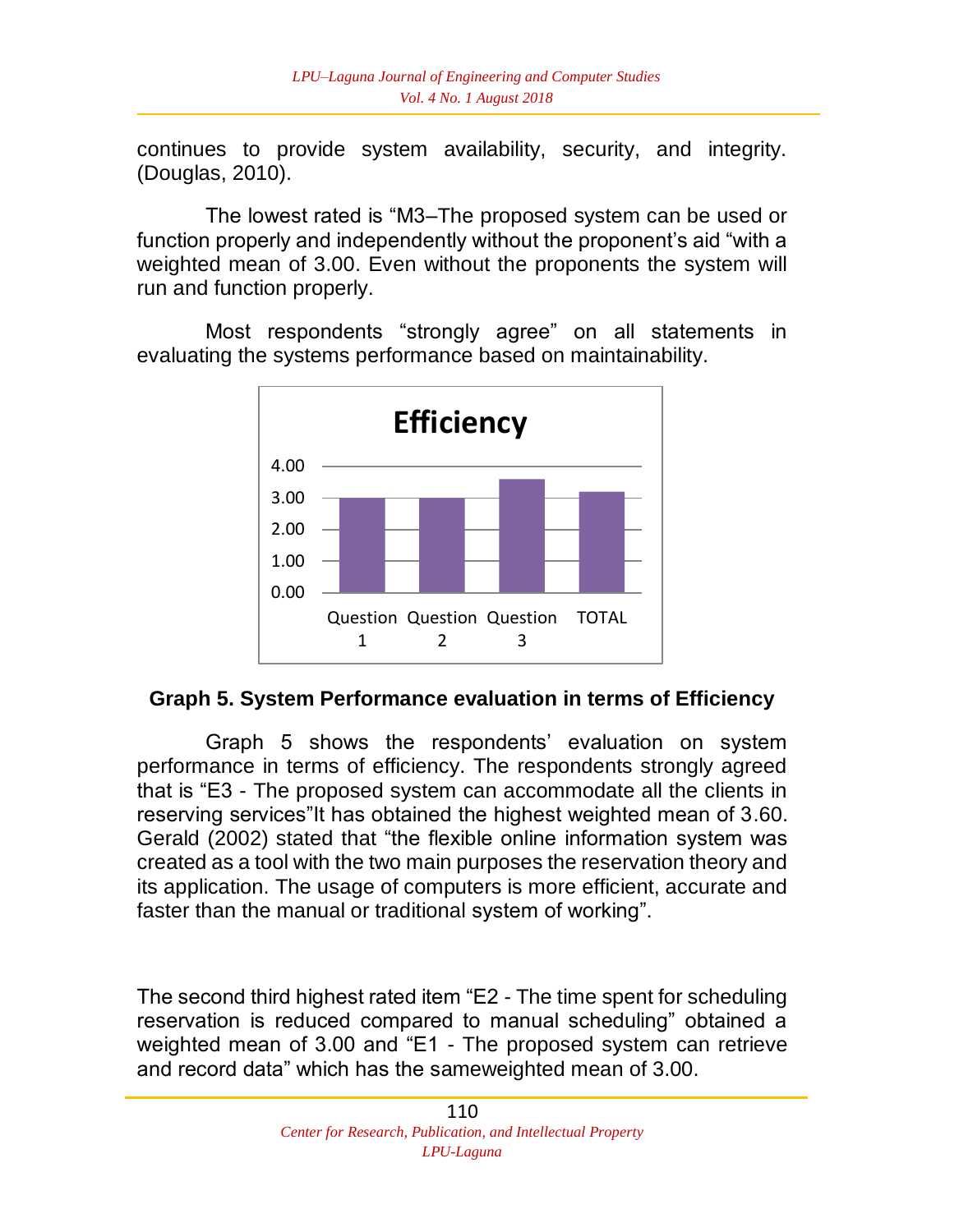continues to provide system availability, security, and integrity. (Douglas, 2010).

The lowest rated is "M3–The proposed system can be used or function properly and independently without the proponent's aid "with a weighted mean of 3.00. Even without the proponents the system will run and function properly.

Most respondents "strongly agree" on all statements in evaluating the systems performance based on maintainability.

**Graph 5. System Performance evaluation in terms of Efficiency**

Graph 5 shows the respondents' evaluation on system performance in terms of efficiency. The respondents strongly agreed that is "E3 - The proposed system can accommodate all the clients in reserving services"It has obtained the highest weighted mean of 3.60. Gerald (2002) stated that "the flexible online information system was created as a tool with the two main purposes the reservation theory and its application. The usage of computers is more efficient, accurate and faster than the manual or traditional system of working".

The second third highest rated item "E2 - The time spent for scheduling reservation is reduced compared to manual scheduling" obtained a weighted mean of 3.00 and "E1 - The proposed system can retrieve and record data" which has the sameweighted mean of 3.00.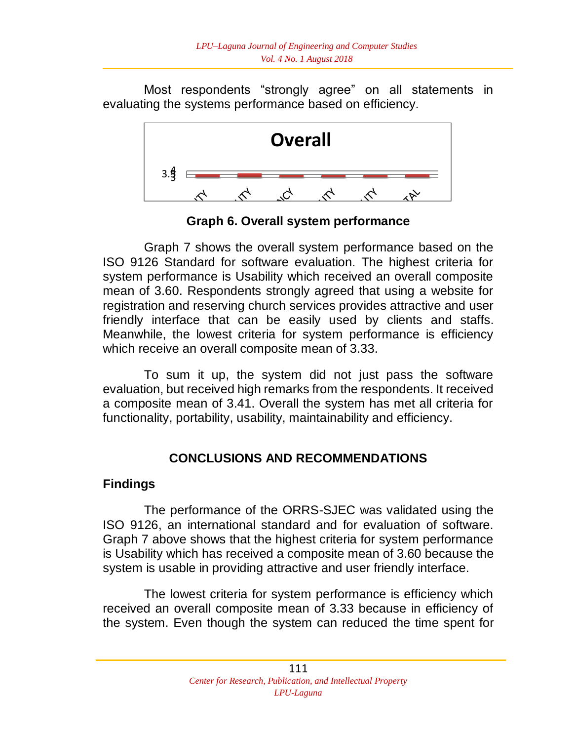Most respondents "strongly agree" on all statements in evaluating the systems performance based on efficiency.

**Graph 6. Overall system performance**

Graph 7 shows the overall system performance based on the ISO 9126 Standard for software evaluation. The highest criteria for system performance is Usability which received an overall composite mean of 3.60. Respondents strongly agreed that using a website for registration and reserving church services provides attractive and user friendly interface that can be easily used by clients and staffs. Meanwhile, the lowest criteria for system performance is efficiency which receive an overall composite mean of 3.33.

To sum it up, the system did not just pass the software evaluation, but received high remarks from the respondents. It received a composite mean of 3.41. Overall the system has met all criteria for functionality, portability, usability, maintainability and efficiency.

## CONCLUSIONS AND RECOMMENDATIONS

### Findings

The performance of the ORRS-SJEC was validated using the ISO 9126, an international standard and for evaluation of software. Graph 7 above shows that the highest criteria for system performance is Usability which has received a composite mean of 3.60 because the system is usable in providing attractive and user friendly interface.

The lowest criteria for system performance is efficiency which received an overall composite mean of 3.33 because in efficiency of the system. Even though the system can reduced the time spent for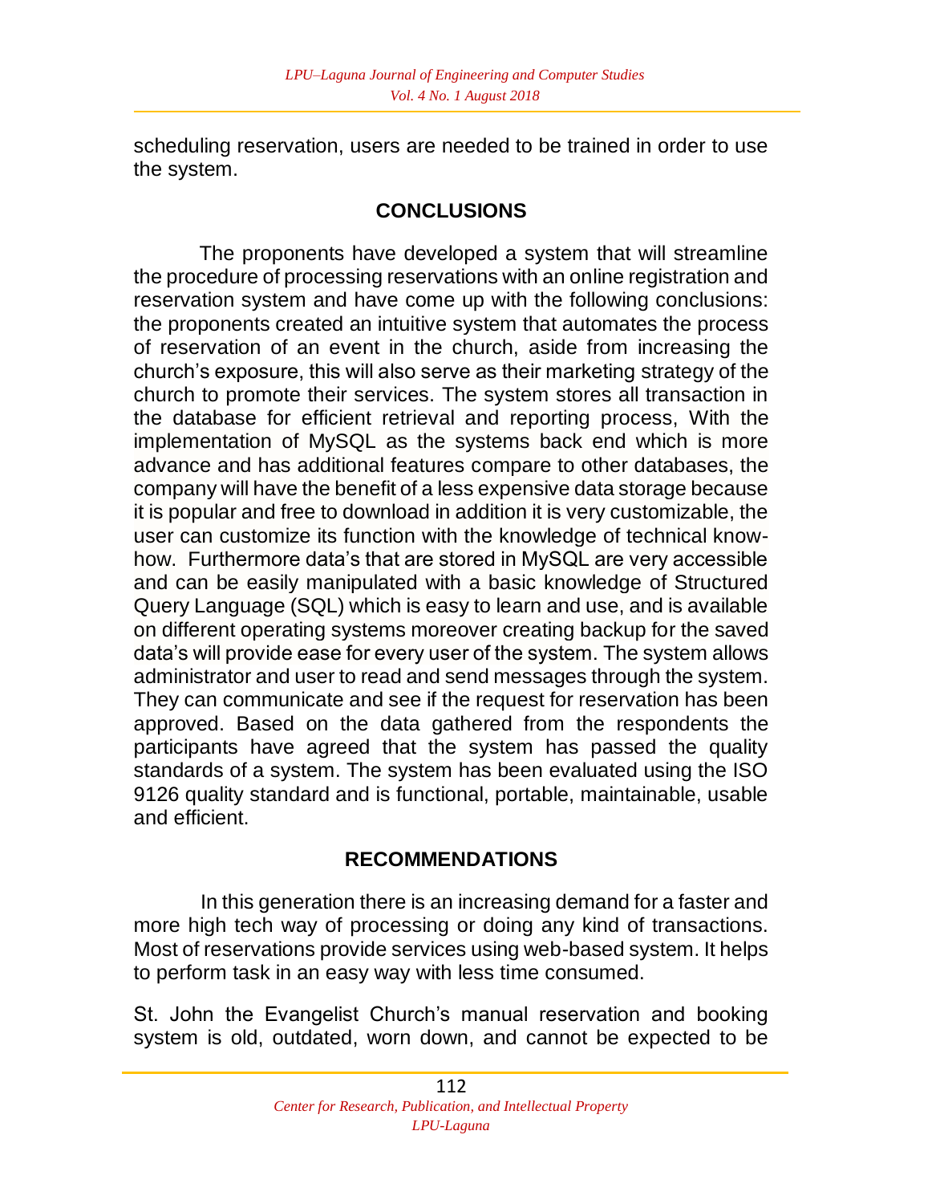scheduling reservation, users are needed to be trained in order to use the system.

## CONCLUSIONS

The proponents have developed a system that will streamline the procedure of processing reservations with an online registration and reservation system and have come up with the following conclusions: the proponents created an intuitive system that automates the process of reservation of an event in the church, aside from increasing the church's exposure, this will also serve as their marketing strategy of the church to promote their services. The system stores all transaction in the database for efficient retrieval and reporting process, With the implementation of MySQL as the systems back end which is more advance and has additional features compare to other databases, the company will have the benefit of a less expensive data storage because it is popular and free to download in addition it is very customizable, the user can customize its function with the knowledge of technical know-how. Furthermore data's that are stored in MySQL are very accessible and can be easily manipulated with a basic knowledge of Structured Query Language (SQL) which is easy to learn and use, and is available on different operating systems moreover creating backup for the saved data's will provide ease for every user of the system. The system allows administrator and user to read and send messages through the system. They can communicate and see if the request for reservation has been approved. Based on the data gathered from the respondents the participants have agreed that the system has passed the quality standards of a system. The system has been evaluated using the ISO 9126 quality standard and is functional, portable, maintainable, usable and efficient.

## RECOMMENDATIONS

In this generation there is an increasing demand for a faster and more high tech way of processing or doing any kind of transactions. Most of reservations provide services using web-based system. It helps to perform task in an easy way with less time consumed.

St. John the Evangelist Church's manual reservation and booking system is old, outdated, worn down, and cannot be expected to be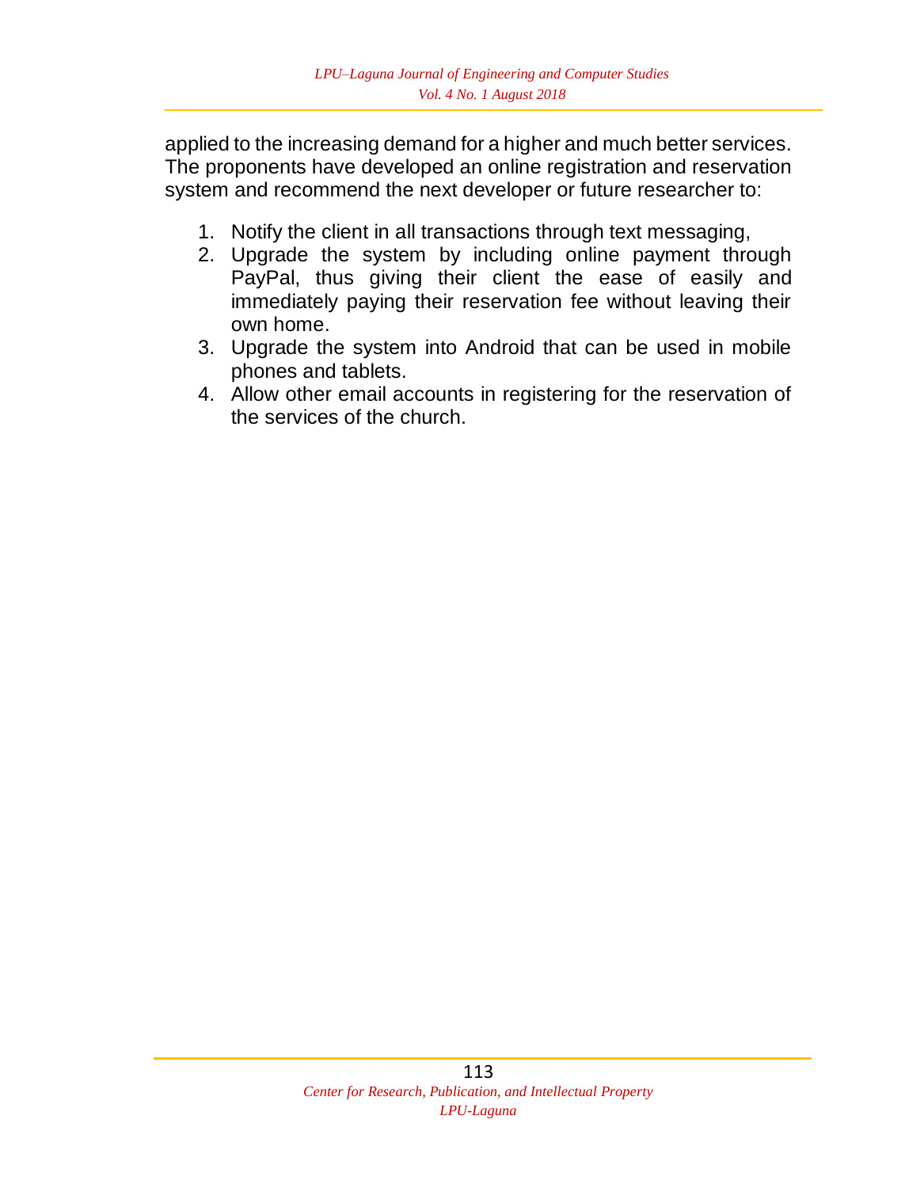applied to the increasing demand for a higher and much better services. The proponents have developed an online registration and reservation system and recommend the next developer or future researcher to:

1. Notify the client in all transactions through text messaging,
2. Upgrade the system by including online payment through PayPal, thus giving their client the ease of easily and immediately paying their reservation fee without leaving their own home.
3. Upgrade the system into Android that can be used in mobile phones and tablets.
4. Allow other email accounts in registering for the reservation of the services of the church.